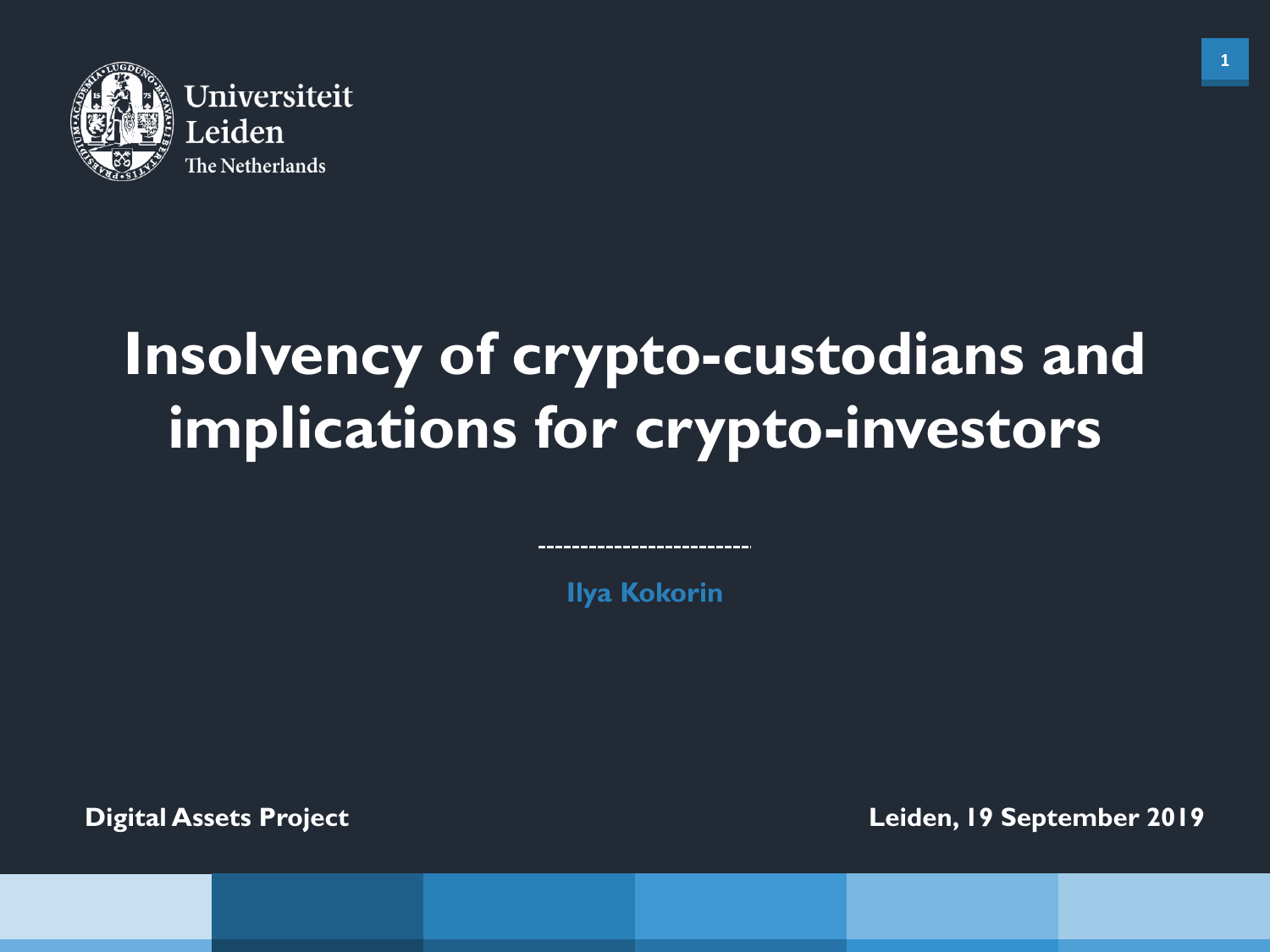Universiteit Leiden
The Netherlands

# Insolvency of crypto-custodians and implications for crypto-investors

Ilya Kokorin

**Digital Assets Project**

**Leiden, 19 September 2019**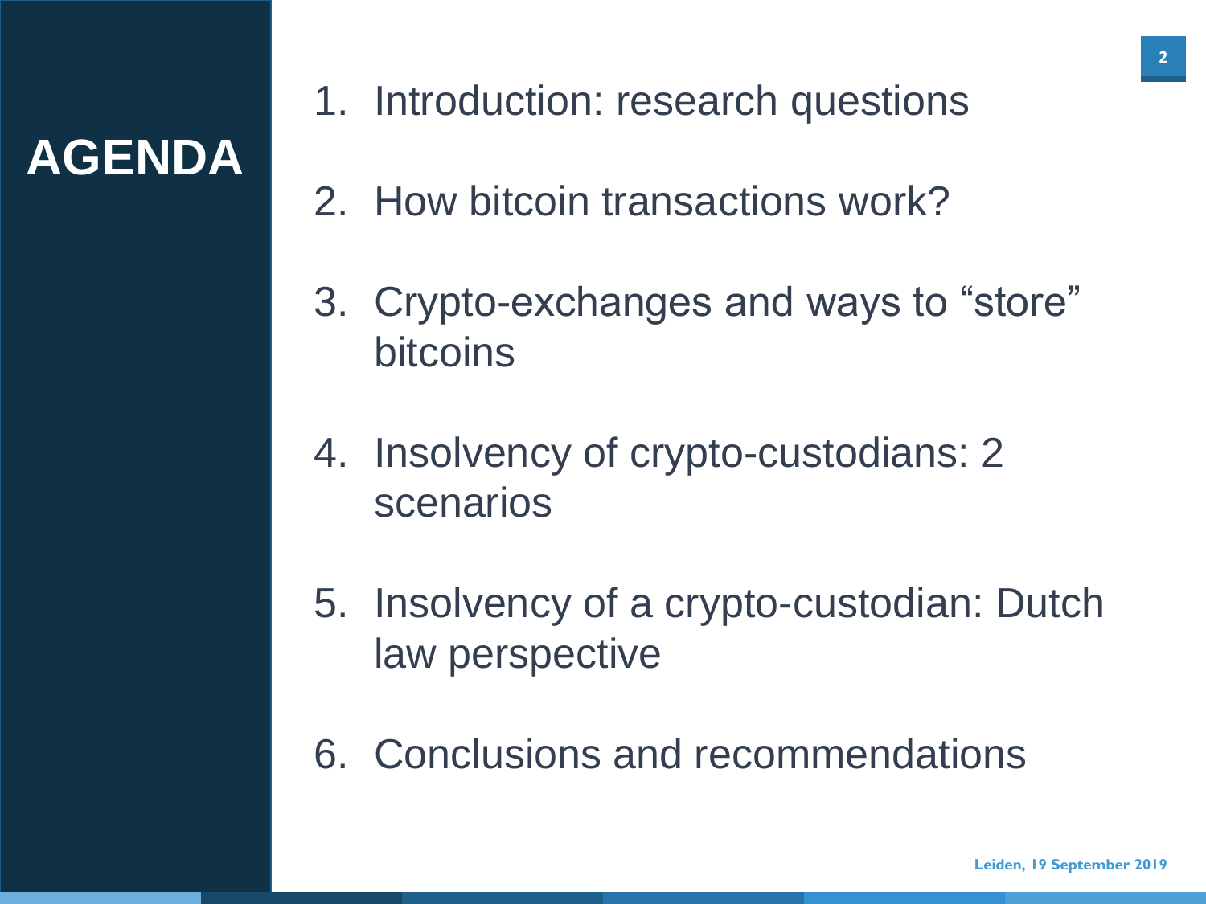# AGENDA

1. Introduction: research questions
2. How bitcoin transactions work?
3. Crypto-exchanges and ways to "store" bitcoins
4. Insolvency of crypto-custodians: 2 scenarios
5. Insolvency of a crypto-custodian: Dutch law perspective
6. Conclusions and recommendations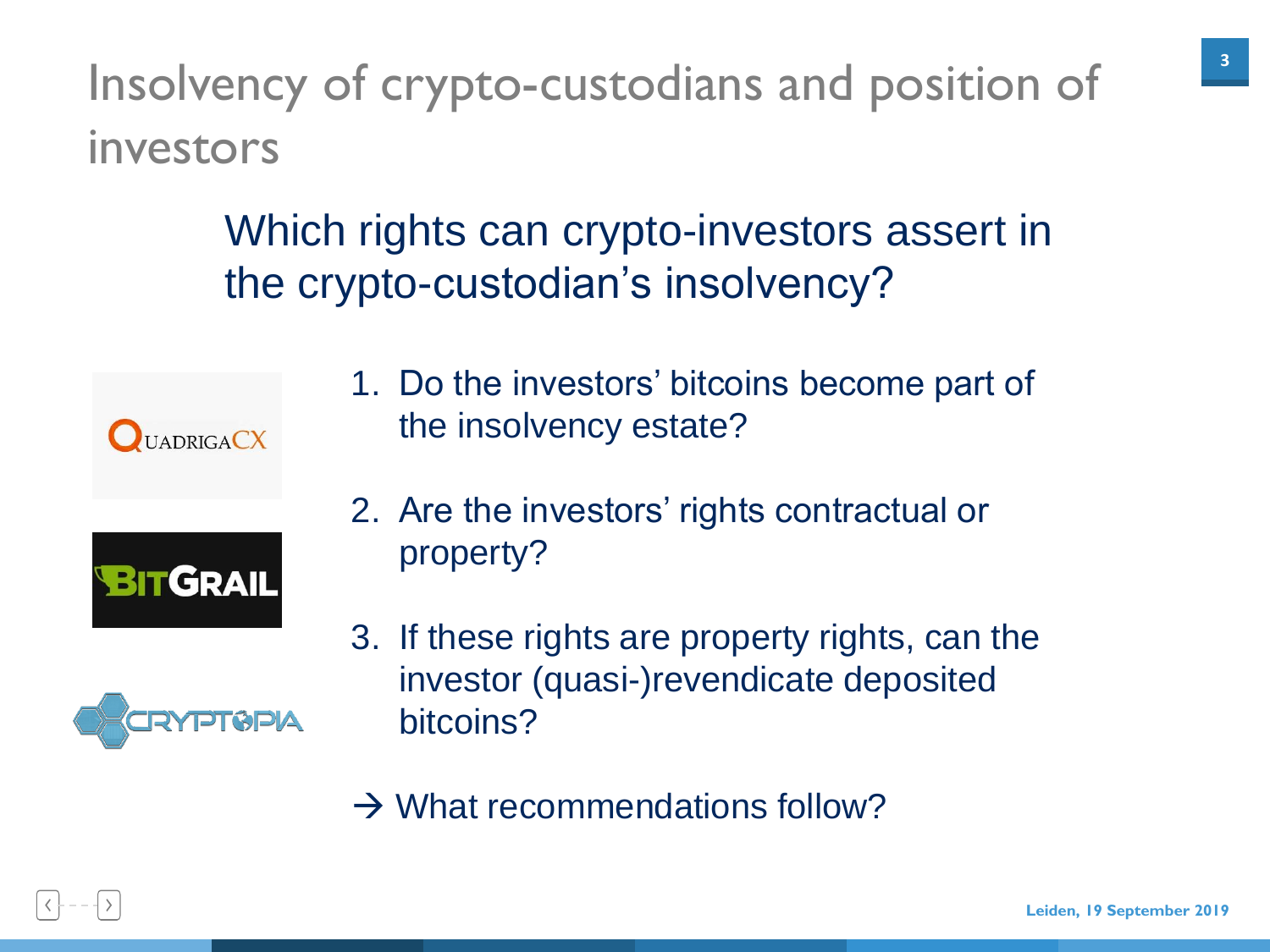# Insolvency of crypto-custodians and position of investors

## Which rights can crypto-investors assert in the crypto-custodian's insolvency?

1. Do the investors' bitcoins become part of the insolvency estate?

2. Are the investors' rights contractual or property?

3. If these rights are property rights, can the investor (quasi-)revendicate deposited bitcoins?

→ What recommendations follow?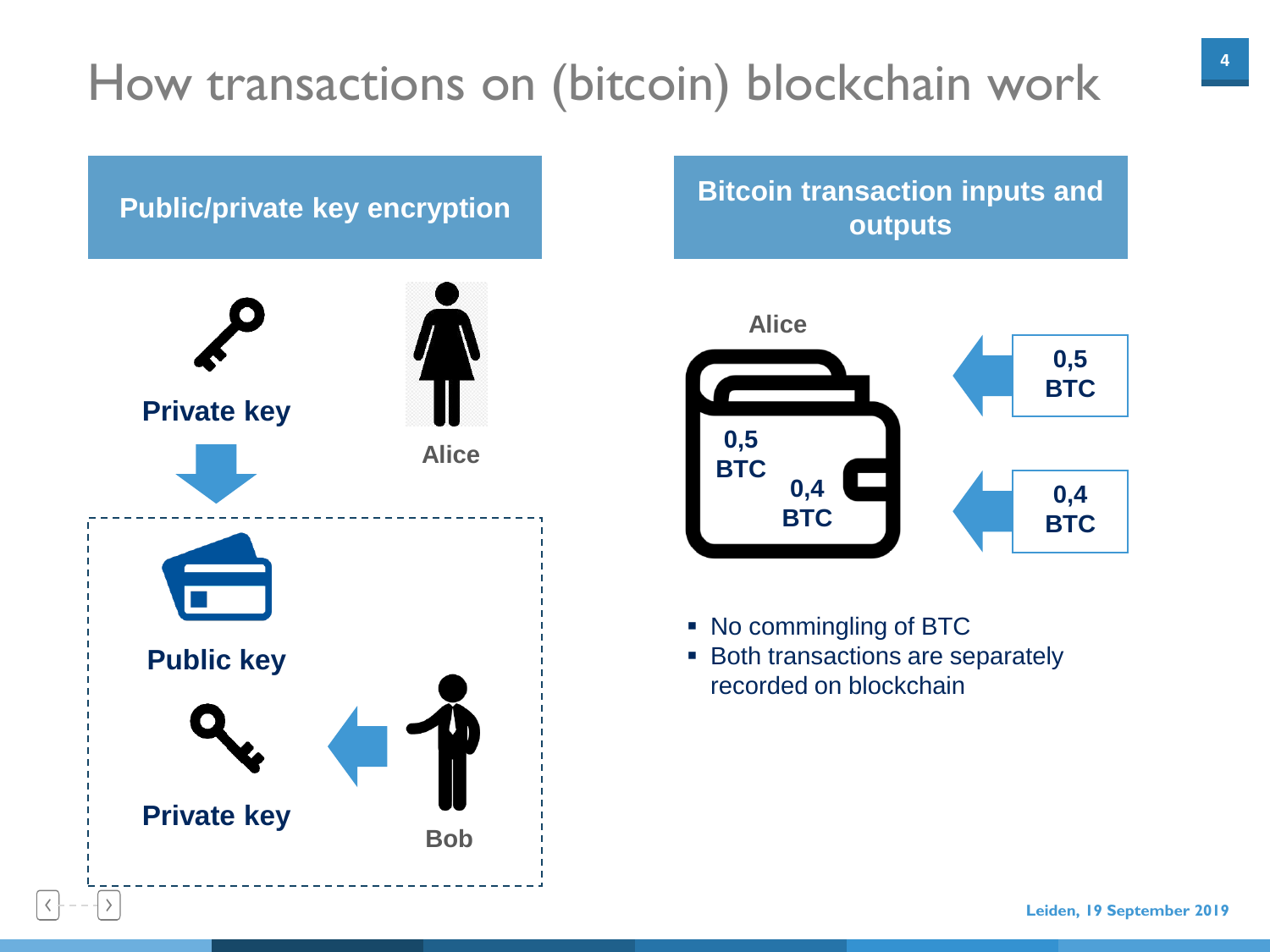# How transactions on (bitcoin) blockchain work

## Public/private key encryption

**Private key**

Alice

**Public key**

**Private key**

Bob

## Bitcoin transaction inputs and outputs

Alice

**0,5 BTC**

**0,4 BTC**

**0,5 BTC**

**0,4 BTC**

- No commingling of BTC
- Both transactions are separately recorded on blockchain

Leiden, 19 September 2019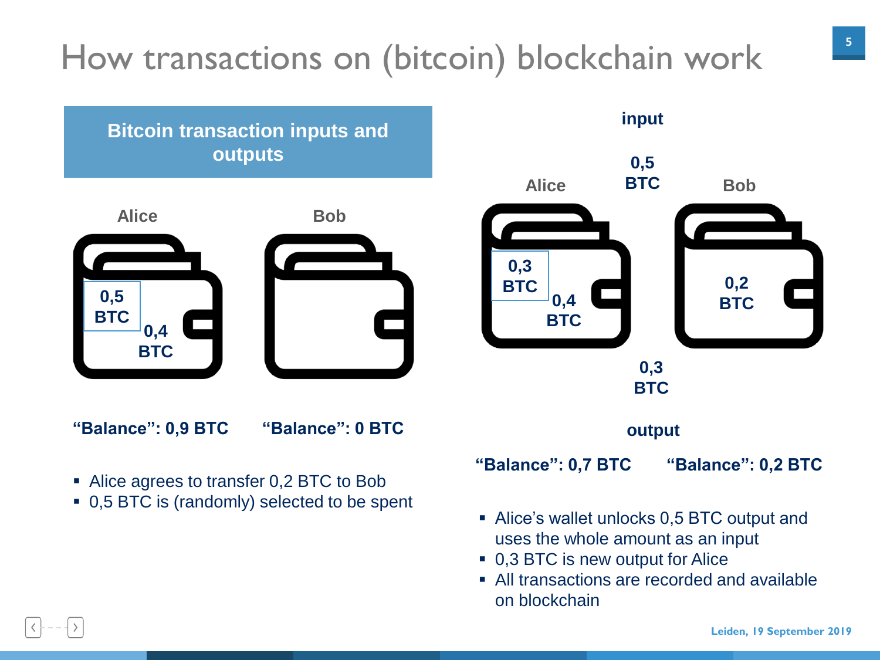# How transactions on (bitcoin) blockchain work

## Bitcoin transaction inputs and outputs

Alice

0,5 BTC

0,4 BTC

Bob

**"Balance": 0,9 BTC** **"Balance": 0 BTC**

- Alice agrees to transfer 0,2 BTC to Bob
- 0,5 BTC is (randomly) selected to be spent

**input**

0,5 BTC

Alice

0,3 BTC

0,4 BTC

Bob

0,2 BTC

0,3 BTC

**output**

**"Balance": 0,7 BTC** **"Balance": 0,2 BTC**

- Alice's wallet unlocks 0,5 BTC output and uses the whole amount as an input
- 0,3 BTC is new output for Alice
- All transactions are recorded and available on blockchain

Leiden, 19 September 2019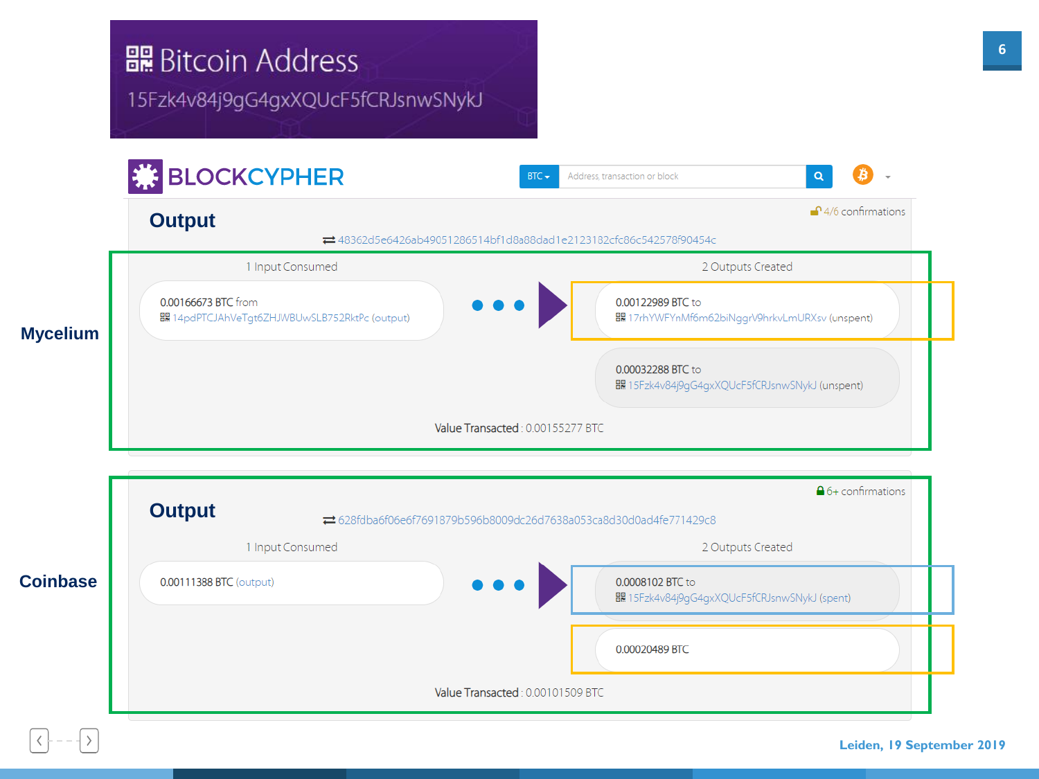# Bitcoin Address

15Fzk4v84j9gG4gxXQUcF5fCRJsnwSNykJ

**BLOCKCYPHER**

## Mycelium

### Output

4/6 confirmations

48362d5e6426ab49051286514bf1d8a88dad1e2123182cfc86c542578f90454c

| 1 Input Consumed | 2 Outputs Created |
| --- | --- |
| 0.00166673 BTC from 14pdPTCJAhVeTgt6ZHJWBUwSLB752RktPc (output) | 0.00122989 BTC to 17rhYWFYnMf6m62biNggrV9hrkvLmURXsv (unspent) |
| | 0.00032288 BTC to 15Fzk4v84j9gG4gxXQUcF5fCRJsnwSNykJ (unspent) |

Value Transacted : 0.00155277 BTC

## Coinbase

### Output

6+ confirmations

628fdba6f06e6f7691879b596b8009dc26d7638a053ca8d30d0ad4fe771429c8

| 1 Input Consumed | 2 Outputs Created |
| --- | --- |
| 0.00111388 BTC (output) | 0.0008102 BTC to 15Fzk4v84j9gG4gxXQUcF5fCRJsnwSNykJ (spent) |
| | 0.00020489 BTC |

Value Transacted : 0.00101509 BTC

Leiden, 19 September 2019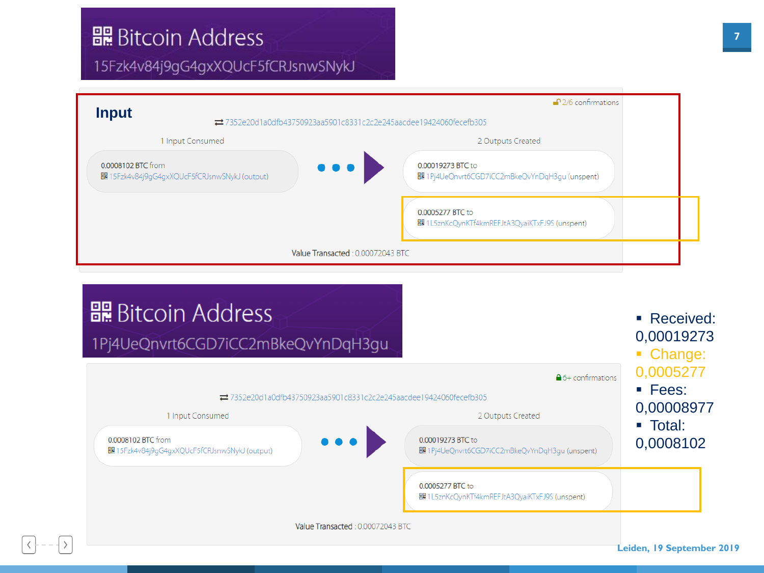## Bitcoin Address

15Fzk4v84j9gG4gxXQUcF5fCRJsnwSNykJ

**Input**

2/6 confirmations

7352e20d1a0dfb43750923aa5901c8331c2c2e245aacdee19424060fecefb305

1 Input Consumed

0.0008102 BTC from
15Fzk4v84j9gG4gxXQUcF5fCRJsnwSNykJ (output)

2 Outputs Created

0.00019273 BTC to
1Pj4UeQnvrt6CGD7iCC2mBkeQvYnDqH3gu (unspent)

0.0005277 BTC to
1L5znKcQynKTf4kmREFJtA3QyaiKTxFJ9S (unspent)

Value Transacted : 0.00072043 BTC

## Bitcoin Address

1Pj4UeQnvrt6CGD7iCC2mBkeQvYnDqH3gu

6+ confirmations

7352e20d1a0dfb43750923aa5901c8331c2c2e245aacdee19424060fecefb305

1 Input Consumed

0.0008102 BTC from
15Fzk4v84j9gG4gxXQUcF5fCRJsnwSNykJ (output)

2 Outputs Created

0.00019273 BTC to
1Pj4UeQnvrt6CGD7iCC2mBkeQvYnDqH3gu (unspent)

0.0005277 BTC to
1L5znKcQynKTf4kmREFJtA3QyaiKTxFJ9S (unspent)

Value Transacted : 0.00072043 BTC

- Received: 0,00019273
- Change: 0,0005277
- Fees: 0,00008977
- Total: 0,0008102

Leiden, 19 September 2019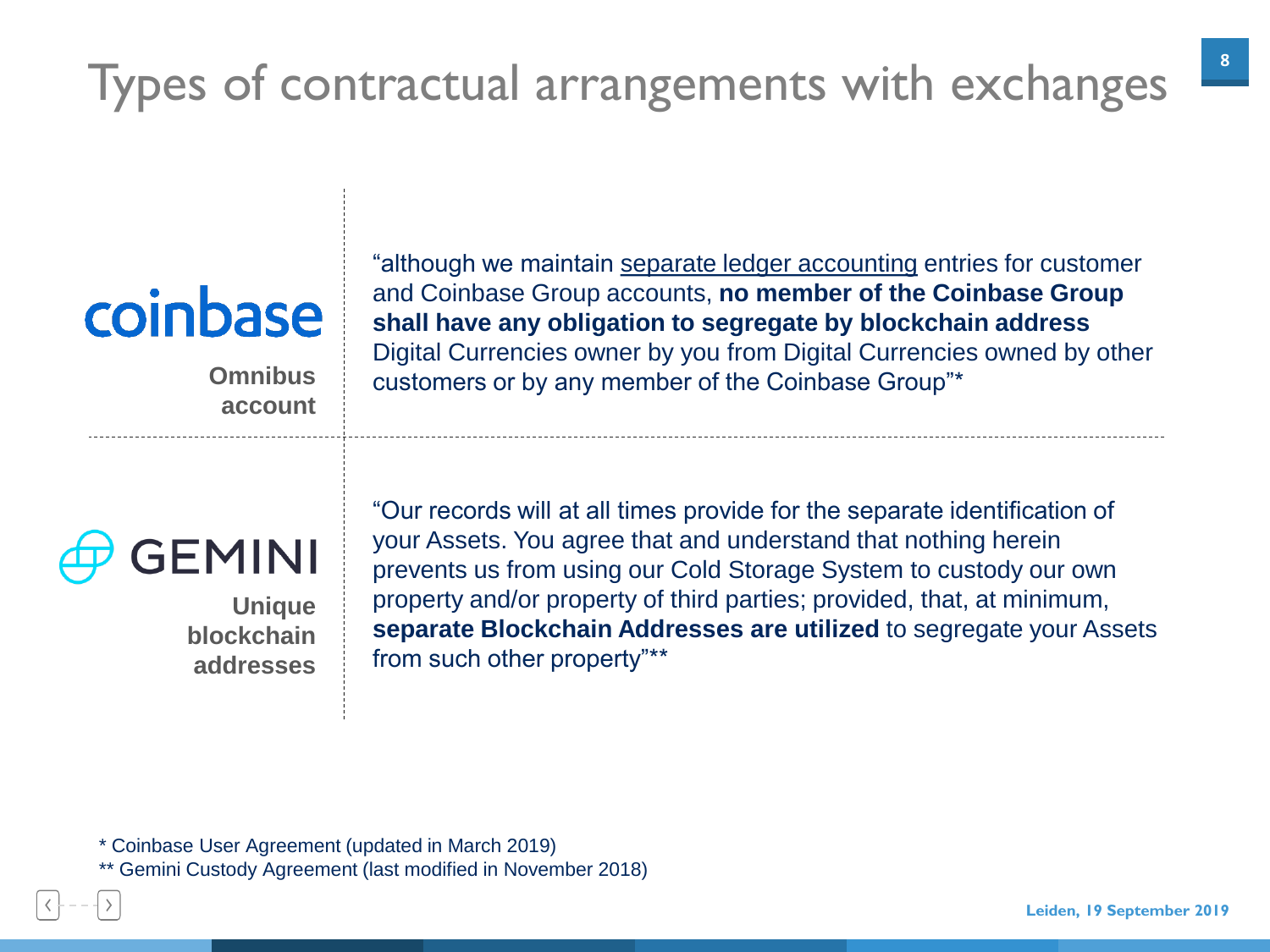# Types of contractual arrangements with exchanges

**coinbase**

**Omnibus account**

"although we maintain <u>separate ledger accounting</u> entries for customer and Coinbase Group accounts, **no member of the Coinbase Group shall have any obligation to segregate by blockchain address** Digital Currencies owner by you from Digital Currencies owned by other customers or by any member of the Coinbase Group"*

**GEMINI**

**Unique blockchain addresses**

"Our records will at all times provide for the separate identification of your Assets. You agree that and understand that nothing herein prevents us from using our Cold Storage System to custody our own property and/or property of third parties; provided, that, at minimum, **separate Blockchain Addresses are utilized** to segregate your Assets from such other property"**

* Coinbase User Agreement (updated in March 2019)

** Gemini Custody Agreement (last modified in November 2018)

Leiden, 19 September 2019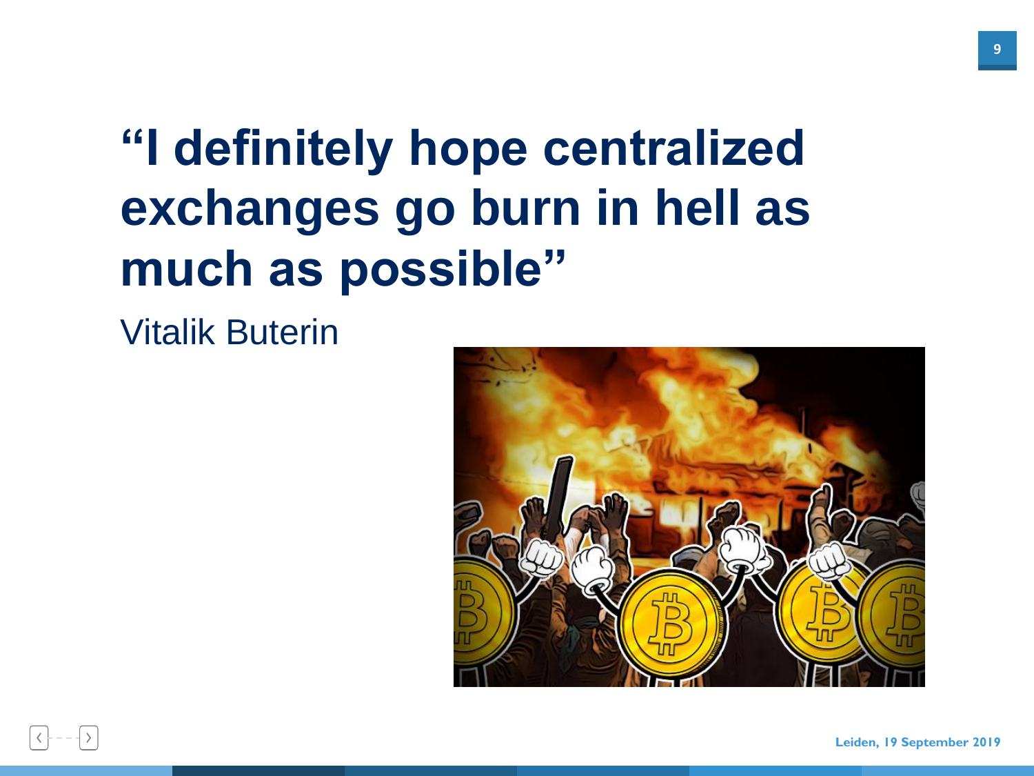# "I definitely hope centralized exchanges go burn in hell as much as possible"

Vitalik Buterin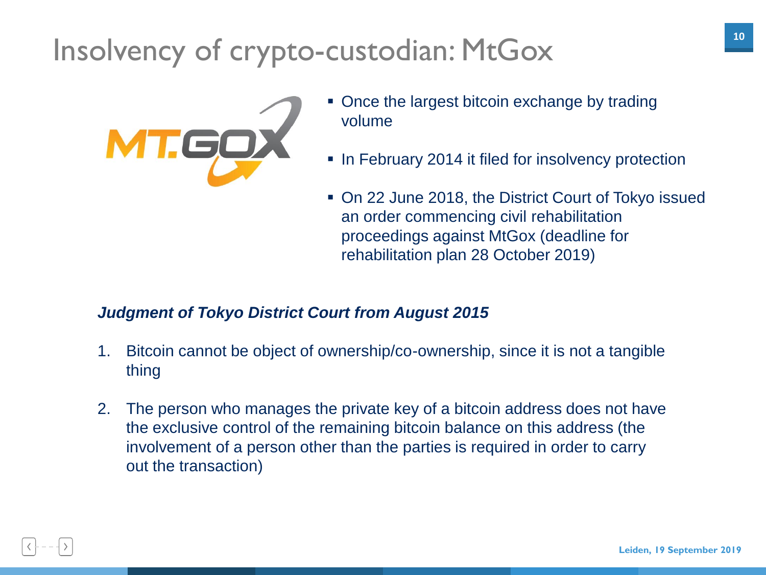# Insolvency of crypto-custodian: MtGox

- Once the largest bitcoin exchange by trading volume
- In February 2014 it filed for insolvency protection
- On 22 June 2018, the District Court of Tokyo issued an order commencing civil rehabilitation proceedings against MtGox (deadline for rehabilitation plan 28 October 2019)

***Judgment of Tokyo District Court from August 2015***

1. Bitcoin cannot be object of ownership/co-ownership, since it is not a tangible thing
2. The person who manages the private key of a bitcoin address does not have the exclusive control of the remaining bitcoin balance on this address (the involvement of a person other than the parties is required in order to carry out the transaction)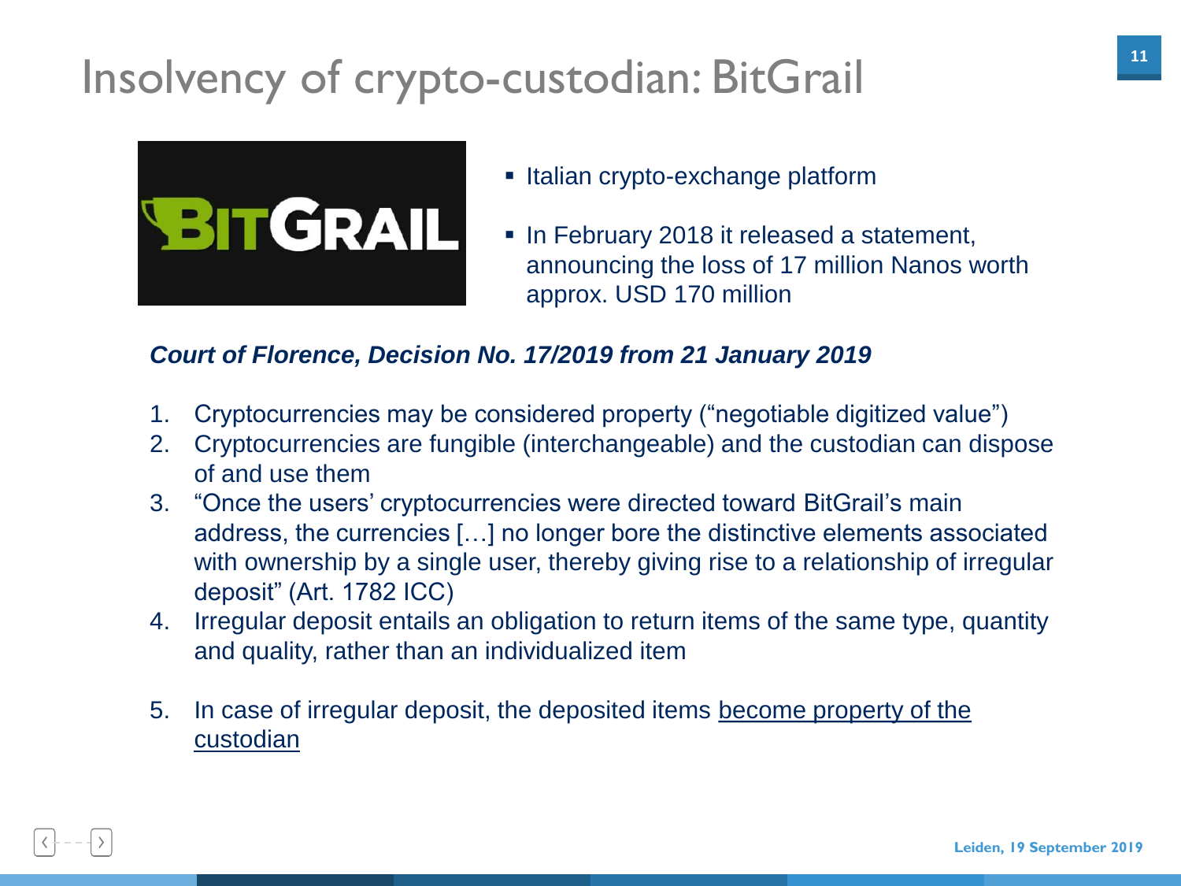# Insolvency of crypto-custodian: BitGrail

- Italian crypto-exchange platform
- In February 2018 it released a statement, announcing the loss of 17 million Nanos worth approx. USD 170 million

***Court of Florence, Decision No. 17/2019 from 21 January 2019***

1. Cryptocurrencies may be considered property ("negotiable digitized value")
2. Cryptocurrencies are fungible (interchangeable) and the custodian can dispose of and use them
3. "Once the users' cryptocurrencies were directed toward BitGrail's main address, the currencies […] no longer bore the distinctive elements associated with ownership by a single user, thereby giving rise to a relationship of irregular deposit" (Art. 1782 ICC)
4. Irregular deposit entails an obligation to return items of the same type, quantity and quality, rather than an individualized item
5. In case of irregular deposit, the deposited items <u>become property of the custodian</u>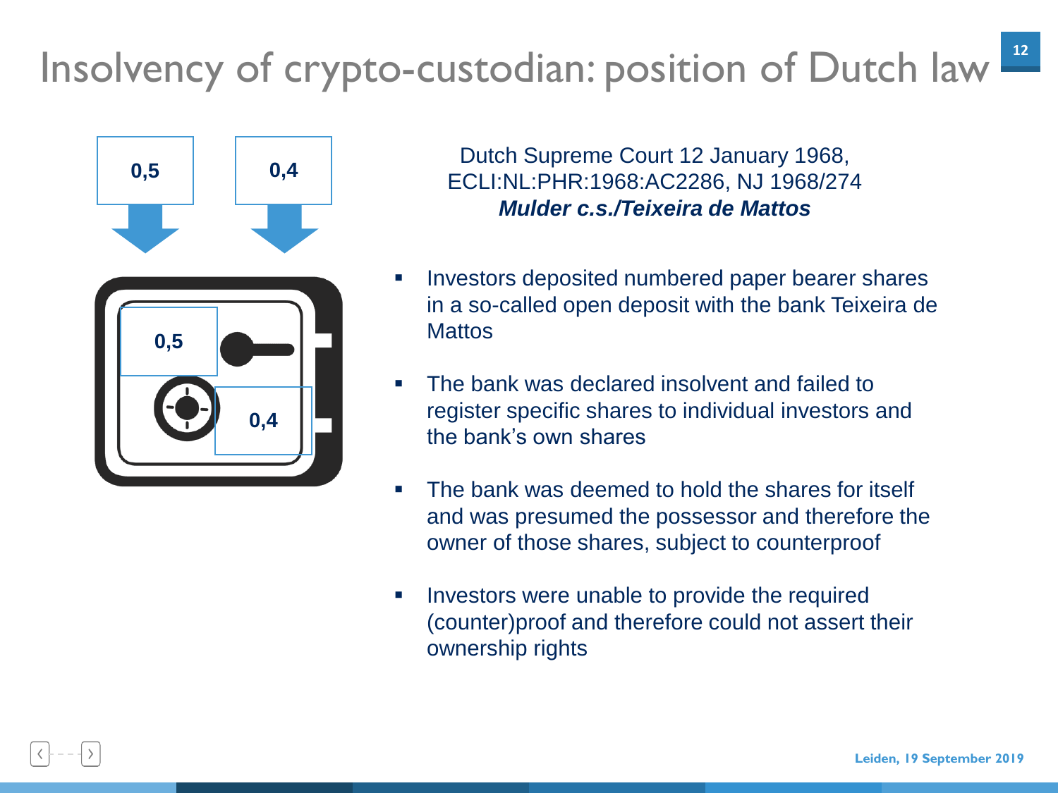# Insolvency of crypto-custodian: position of Dutch law

0,5

0,4

0,5

0,4

Dutch Supreme Court 12 January 1968, ECLI:NL:PHR:1968:AC2286, NJ 1968/274
***Mulder c.s./Teixeira de Mattos***

- Investors deposited numbered paper bearer shares in a so-called open deposit with the bank Teixeira de Mattos
- The bank was declared insolvent and failed to register specific shares to individual investors and the bank's own shares
- The bank was deemed to hold the shares for itself and was presumed the possessor and therefore the owner of those shares, subject to counterproof
- Investors were unable to provide the required (counter)proof and therefore could not assert their ownership rights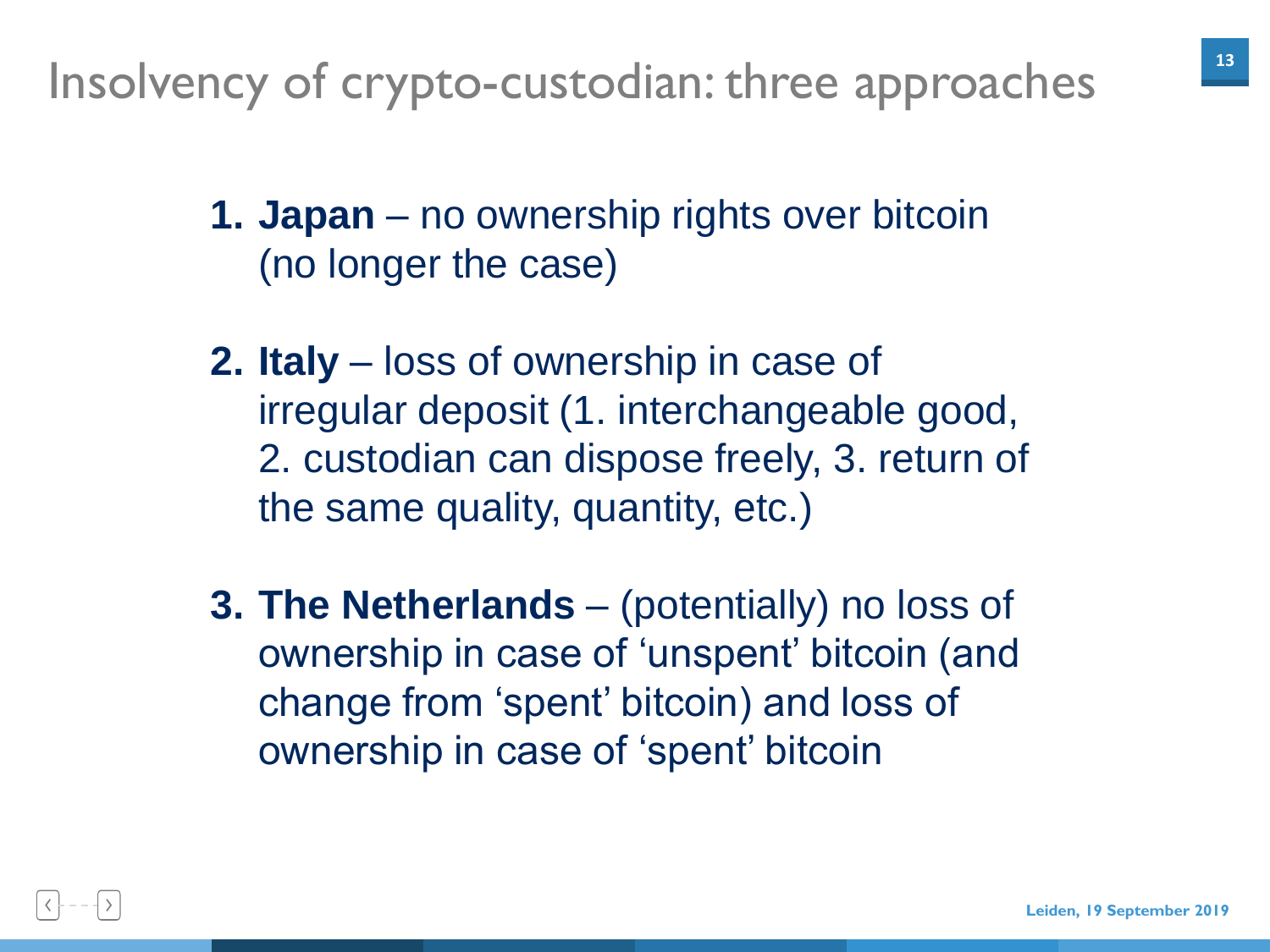# Insolvency of crypto-custodian: three approaches

1. **Japan** – no ownership rights over bitcoin (no longer the case)

2. **Italy** – loss of ownership in case of irregular deposit (1. interchangeable good, 2. custodian can dispose freely, 3. return of the same quality, quantity, etc.)

3. **The Netherlands** – (potentially) no loss of ownership in case of 'unspent' bitcoin (and change from 'spent' bitcoin) and loss of ownership in case of 'spent' bitcoin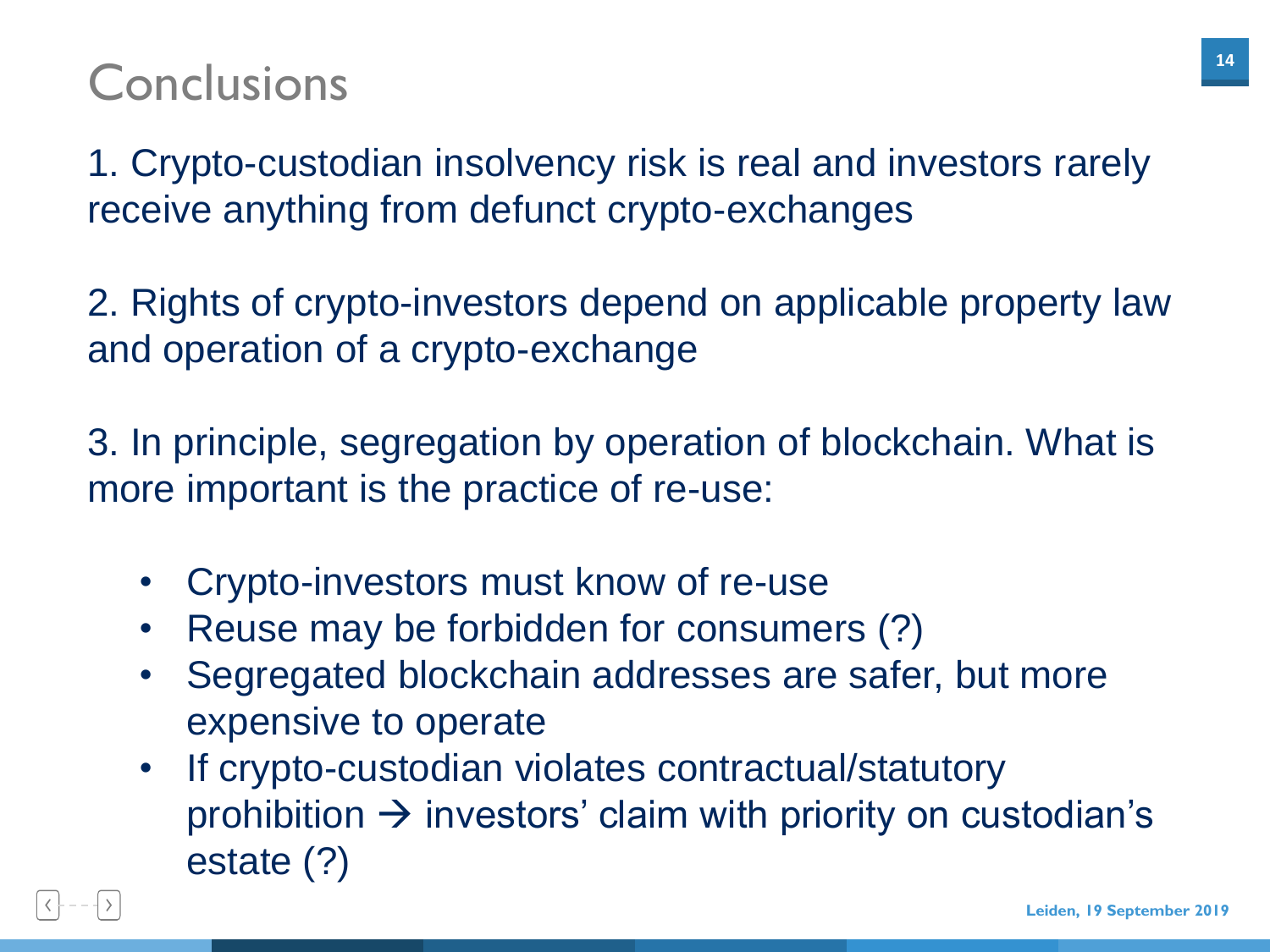# Conclusions

1. Crypto-custodian insolvency risk is real and investors rarely receive anything from defunct crypto-exchanges

2. Rights of crypto-investors depend on applicable property law and operation of a crypto-exchange

3. In principle, segregation by operation of blockchain. What is more important is the practice of re-use:

- Crypto-investors must know of re-use
- Reuse may be forbidden for consumers (?)
- Segregated blockchain addresses are safer, but more expensive to operate
- If crypto-custodian violates contractual/statutory prohibition → investors' claim with priority on custodian's estate (?)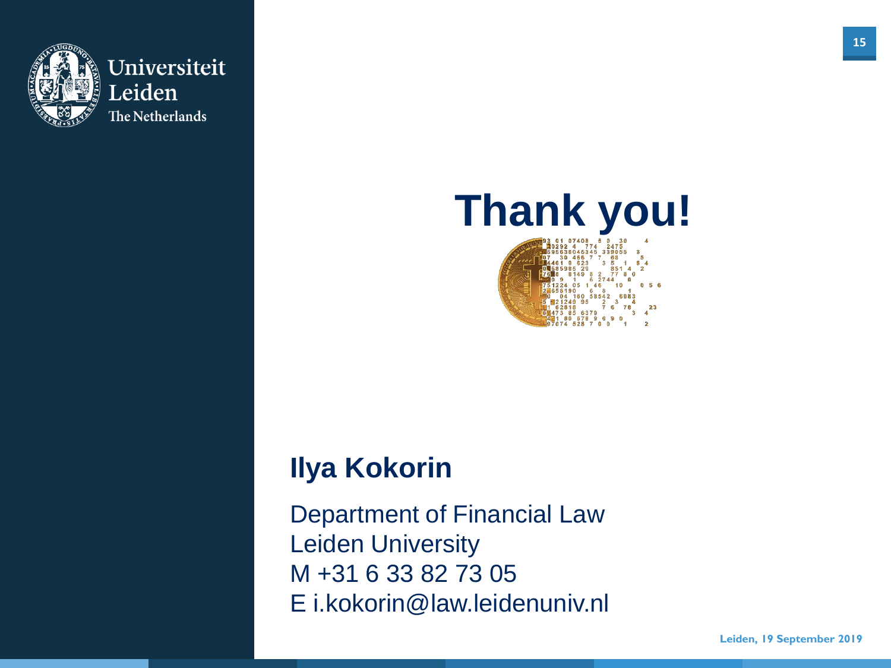Universiteit Leiden
The Netherlands

# Thank you!

**Ilya Kokorin**

Department of Financial Law
Leiden University
M +31 6 33 82 73 05
E i.kokorin@law.leidenuniv.nl

Leiden, 19 September 2019